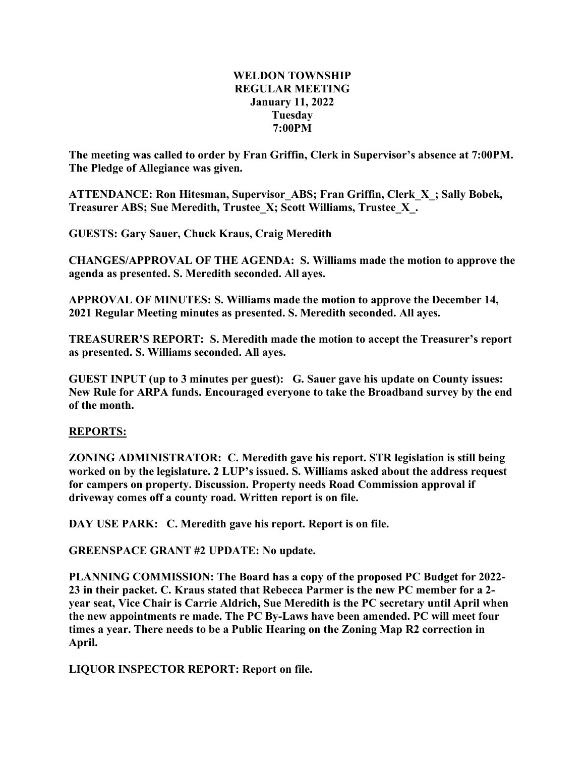**WELDON TOWNSHIP**
**REGULAR MEETING**
**January 11, 2022**
**Tuesday**
**7:00PM**

**The meeting was called to order by Fran Griffin, Clerk in Supervisor's absence at 7:00PM. The Pledge of Allegiance was given.**

**ATTENDANCE: Ron Hitesman, Supervisor_ABS; Fran Griffin, Clerk_X_; Sally Bobek, Treasurer ABS; Sue Meredith, Trustee_X; Scott Williams, Trustee_X_.**

**GUESTS: Gary Sauer, Chuck Kraus, Craig Meredith**

**CHANGES/APPROVAL OF THE AGENDA: S. Williams made the motion to approve the agenda as presented. S. Meredith seconded. All ayes.**

**APPROVAL OF MINUTES: S. Williams made the motion to approve the December 14, 2021 Regular Meeting minutes as presented. S. Meredith seconded. All ayes.**

**TREASURER'S REPORT: S. Meredith made the motion to accept the Treasurer's report as presented. S. Williams seconded. All ayes.**

**GUEST INPUT (up to 3 minutes per guest): G. Sauer gave his update on County issues: New Rule for ARPA funds. Encouraged everyone to take the Broadband survey by the end of the month.**

**REPORTS:**

**ZONING ADMINISTRATOR: C. Meredith gave his report. STR legislation is still being worked on by the legislature. 2 LUP's issued. S. Williams asked about the address request for campers on property. Discussion. Property needs Road Commission approval if driveway comes off a county road. Written report is on file.**

**DAY USE PARK: C. Meredith gave his report. Report is on file.**

**GREENSPACE GRANT #2 UPDATE: No update.**

**PLANNING COMMISSION: The Board has a copy of the proposed PC Budget for 2022-23 in their packet. C. Kraus stated that Rebecca Parmer is the new PC member for a 2-year seat, Vice Chair is Carrie Aldrich, Sue Meredith is the PC secretary until April when the new appointments re made. The PC By-Laws have been amended. PC will meet four times a year. There needs to be a Public Hearing on the Zoning Map R2 correction in April.**

**LIQUOR INSPECTOR REPORT: Report on file.**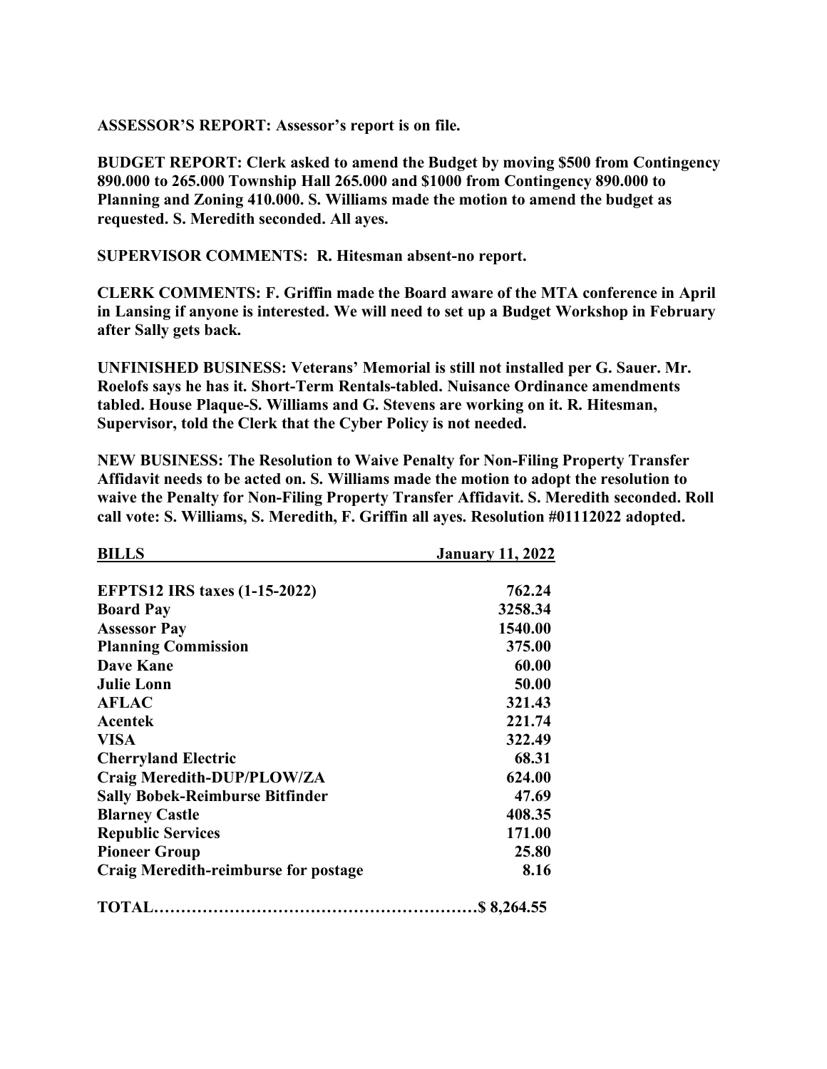**ASSESSOR'S REPORT: Assessor's report is on file.**

**BUDGET REPORT: Clerk asked to amend the Budget by moving $500 from Contingency 890.000 to 265.000 Township Hall 265.000 and $1000 from Contingency 890.000 to Planning and Zoning 410.000. S. Williams made the motion to amend the budget as requested. S. Meredith seconded. All ayes.**

**SUPERVISOR COMMENTS: R. Hitesman absent-no report.**

**CLERK COMMENTS: F. Griffin made the Board aware of the MTA conference in April in Lansing if anyone is interested. We will need to set up a Budget Workshop in February after Sally gets back.**

**UNFINISHED BUSINESS: Veterans' Memorial is still not installed per G. Sauer. Mr. Roelofs says he has it. Short-Term Rentals-tabled. Nuisance Ordinance amendments tabled. House Plaque-S. Williams and G. Stevens are working on it. R. Hitesman, Supervisor, told the Clerk that the Cyber Policy is not needed.**

**NEW BUSINESS: The Resolution to Waive Penalty for Non-Filing Property Transfer Affidavit needs to be acted on. S. Williams made the motion to adopt the resolution to waive the Penalty for Non-Filing Property Transfer Affidavit. S. Meredith seconded. Roll call vote: S. Williams, S. Meredith, F. Griffin all ayes. Resolution #01112022 adopted.**

| **BILLS** | **January 11, 2022** |
|---|---|
| **EFPTS12 IRS taxes (1-15-2022)** | **762.24** |
| **Board Pay** | **3258.34** |
| **Assessor Pay** | **1540.00** |
| **Planning Commission** | **375.00** |
| **Dave Kane** | **60.00** |
| **Julie Lonn** | **50.00** |
| **AFLAC** | **321.43** |
| **Acentek** | **221.74** |
| **VISA** | **322.49** |
| **Cherryland Electric** | **68.31** |
| **Craig Meredith-DUP/PLOW/ZA** | **624.00** |
| **Sally Bobek-Reimburse Bitfinder** | **47.69** |
| **Blarney Castle** | **408.35** |
| **Republic Services** | **171.00** |
| **Pioneer Group** | **25.80** |
| **Craig Meredith-reimburse for postage** | **8.16** |
| **TOTAL…………………………………………………** | **$ 8,264.55** |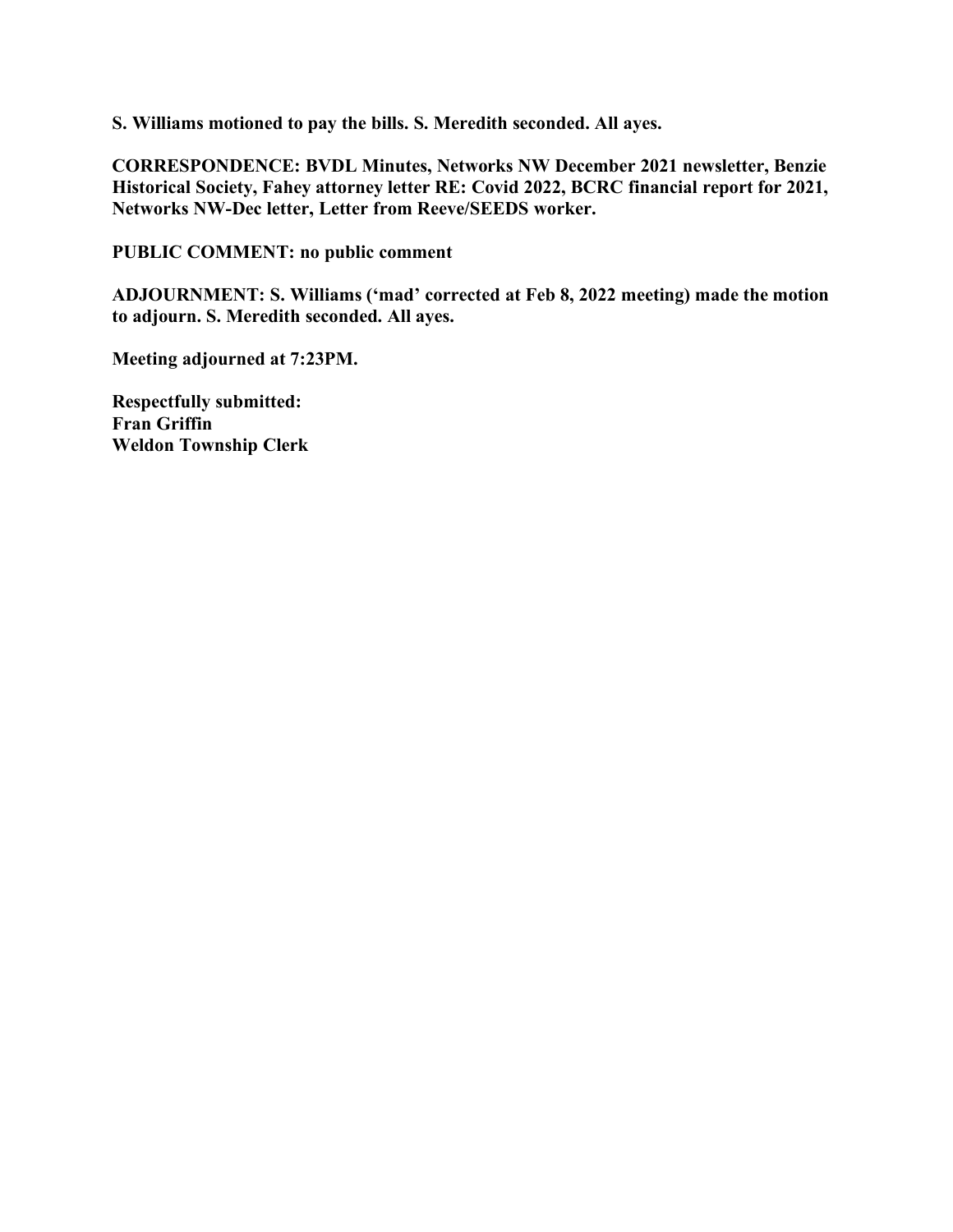**S. Williams motioned to pay the bills. S. Meredith seconded. All ayes.**

**CORRESPONDENCE: BVDL Minutes, Networks NW December 2021 newsletter, Benzie Historical Society, Fahey attorney letter RE: Covid 2022, BCRC financial report for 2021, Networks NW-Dec letter, Letter from Reeve/SEEDS worker.**

**PUBLIC COMMENT: no public comment**

**ADJOURNMENT: S. Williams ('mad' corrected at Feb 8, 2022 meeting) made the motion to adjourn. S. Meredith seconded. All ayes.**

**Meeting adjourned at 7:23PM.**

**Respectfully submitted:**
**Fran Griffin**
**Weldon Township Clerk**